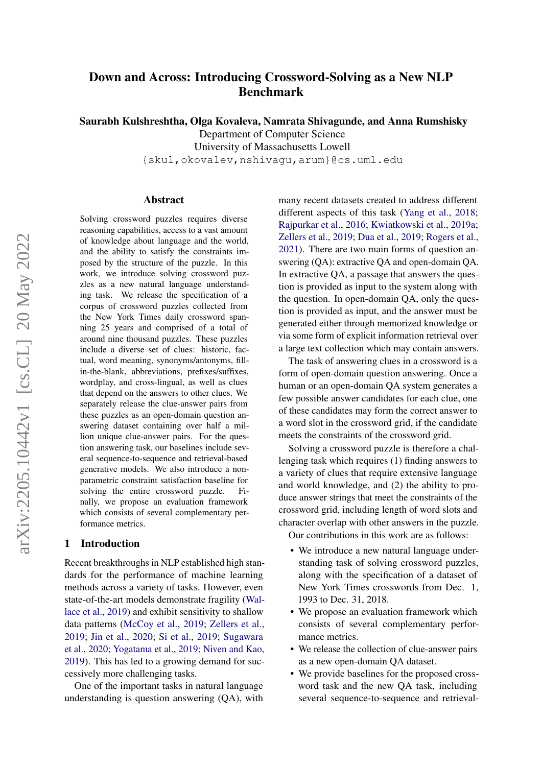# Down and Across: Introducing Crossword-Solving as a New NLP Benchmark

**Saurabh Kulshreshtha, Olga Kovaleva, Namrata Shivagunde, and Anna Rumshisky**

Department of Computer Science
University of Massachusetts Lowell
{skul,okovalev,nshivagu,arum}@cs.uml.edu

arXiv:2205.10442v1 [cs.CL] 20 May 2022

## Abstract

Solving crossword puzzles requires diverse reasoning capabilities, access to a vast amount of knowledge about language and the world, and the ability to satisfy the constraints imposed by the structure of the puzzle. In this work, we introduce solving crossword puzzles as a new natural language understanding task. We release the specification of a corpus of crossword puzzles collected from the New York Times daily crossword spanning 25 years and comprised of a total of around nine thousand puzzles. These puzzles include a diverse set of clues: historic, factual, word meaning, synonyms/antonyms, fill-in-the-blank, abbreviations, prefixes/suffixes, wordplay, and cross-lingual, as well as clues that depend on the answers to other clues. We separately release the clue-answer pairs from these puzzles as an open-domain question answering dataset containing over half a million unique clue-answer pairs. For the question answering task, our baselines include several sequence-to-sequence and retrieval-based generative models. We also introduce a non-parametric constraint satisfaction baseline for solving the entire crossword puzzle. Finally, we propose an evaluation framework which consists of several complementary performance metrics.

## 1 Introduction

Recent breakthroughs in NLP established high standards for the performance of machine learning methods across a variety of tasks. However, even state-of-the-art models demonstrate fragility (Wallace et al., 2019) and exhibit sensitivity to shallow data patterns (McCoy et al., 2019; Zellers et al., 2019; Jin et al., 2020; Si et al., 2019; Sugawara et al., 2020; Yogatama et al., 2019; Niven and Kao, 2019). This has led to a growing demand for successively more challenging tasks.

One of the important tasks in natural language understanding is question answering (QA), with many recent datasets created to address different different aspects of this task (Yang et al., 2018; Rajpurkar et al., 2016; Kwiatkowski et al., 2019a; Zellers et al., 2019; Dua et al., 2019; Rogers et al., 2021). There are two main forms of question answering (QA): extractive QA and open-domain QA. In extractive QA, a passage that answers the question is provided as input to the system along with the question. In open-domain QA, only the question is provided as input, and the answer must be generated either through memorized knowledge or via some form of explicit information retrieval over a large text collection which may contain answers.

The task of answering clues in a crossword is a form of open-domain question answering. Once a human or an open-domain QA system generates a few possible answer candidates for each clue, one of these candidates may form the correct answer to a word slot in the crossword grid, if the candidate meets the constraints of the crossword grid.

Solving a crossword puzzle is therefore a challenging task which requires (1) finding answers to a variety of clues that require extensive language and world knowledge, and (2) the ability to produce answer strings that meet the constraints of the crossword grid, including length of word slots and character overlap with other answers in the puzzle.

Our contributions in this work are as follows:

- We introduce a new natural language understanding task of solving crossword puzzles, along with the specification of a dataset of New York Times crosswords from Dec. 1, 1993 to Dec. 31, 2018.
- We propose an evaluation framework which consists of several complementary performance metrics.
- We release the collection of clue-answer pairs as a new open-domain QA dataset.
- We provide baselines for the proposed crossword task and the new QA task, including several sequence-to-sequence and retrieval-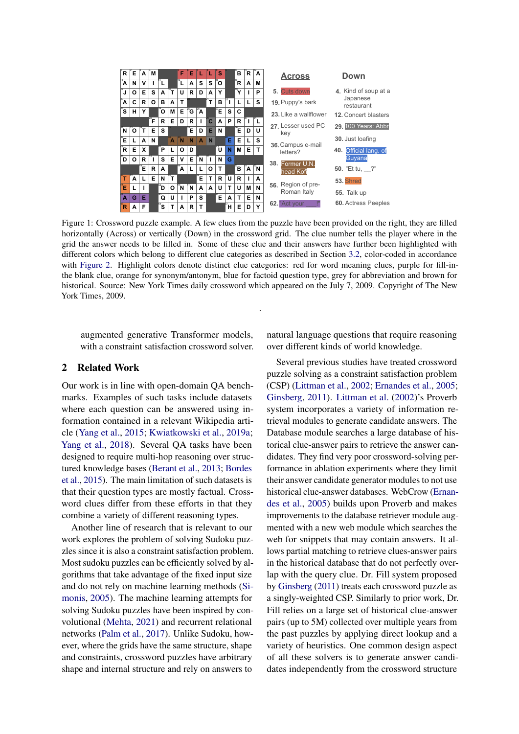| R | E | A | M | | F | E | L | L | S | | B | R | A |
|---|---|---|---|---|---|---|---|---|---|---|---|---|---|
| A | N | V | I | L | | L | A | S | S | O | | R | A | M |
| J | O | E | S | A | T | U | R | D | A | Y | | Y | I | P |
| A | C | R | O | B | A | T | | | T | B | I | L | L | S |
| S | H | Y | | O | M | E | G | A | | E | S | C | | |
| | | | F | R | E | D | R | I | C | A | P | R | I | L |
| N | O | T | E | S | | | E | D | E | N | | E | D | U |
| E | L | A | N | | A | N | N | A | N | | E | E | L | S |
| R | E | X | | P | L | O | D | | | U | N | M | E | T |
| D | O | R | I | S | E | V | E | N | I | N | G | | | |
| | | E | R | A | | A | L | L | O | T | | B | A | N |
| T | A | L | E | N | T | | | E | T | R | U | R | I | A |
| E | L | I | | D | O | N | N | A | A | U | T | U | M | N |
| A | G | E | | Q | U | I | P | S | | E | A | T | E | N |
| R | A | F | | S | T | A | R | T | | H | E | D | Y | |

**Across**

5. Cuts down
19. Puppy's bark
23. Like a wallflower
27. Lesser used PC key
36. Campus e-mail letters?
38. Former U.N. head Kofi
56. Region of pre-Roman Italy
62. "Act your ___!"

**Down**

4. Kind of soup at a Japanese restaurant
12. Concert blasters
29. 100 Years: Abbr
30. Just loafing
40. Official lang. of Guyana
50. "Et tu, __?"
53. Shred
55. Talk up
60. Actress Peeples

Figure 1: Crossword puzzle example. A few clues from the puzzle have been provided on the right, they are filled horizontally (Across) or vertically (Down) in the crossword grid. The clue number tells the player where in the grid the answer needs to be filled in. Some of these clue and their answers have further been highlighted with different colors which belong to different clue categories as described in Section 3.2, color-coded in accordance with Figure 2. Highlight colors denote distinct clue categories: red for word meaning clues, purple for fill-in-the blank clue, orange for synonym/antonym, blue for factoid question type, grey for abbreviation and brown for historical. Source: New York Times daily crossword which appeared on the July 7, 2009. Copyright of The New York Times, 2009.

augmented generative Transformer models, with a constraint satisfaction crossword solver.

## 2 Related Work

Our work is in line with open-domain QA benchmarks. Examples of such tasks include datasets where each question can be answered using information contained in a relevant Wikipedia article (Yang et al., 2015; Kwiatkowski et al., 2019a; Yang et al., 2018). Several QA tasks have been designed to require multi-hop reasoning over structured knowledge bases (Berant et al., 2013; Bordes et al., 2015). The main limitation of such datasets is that their question types are mostly factual. Crossword clues differ from these efforts in that they combine a variety of different reasoning types.

Another line of research that is relevant to our work explores the problem of solving Sudoku puzzles since it is also a constraint satisfaction problem. Most sudoku puzzles can be efficiently solved by algorithms that take advantage of the fixed input size and do not rely on machine learning methods (Simonis, 2005). The machine learning attempts for solving Sudoku puzzles have been inspired by convolutional (Mehta, 2021) and recurrent relational networks (Palm et al., 2017). Unlike Sudoku, however, where the grids have the same structure, shape and constraints, crossword puzzles have arbitrary shape and internal structure and rely on answers to natural language questions that require reasoning over different kinds of world knowledge.

Several previous studies have treated crossword puzzle solving as a constraint satisfaction problem (CSP) (Littman et al., 2002; Ernandes et al., 2005; Ginsberg, 2011). Littman et al. (2002)'s Proverb system incorporates a variety of information retrieval modules to generate candidate answers. The Database module searches a large database of historical clue-answer pairs to retrieve the answer candidates. They find very poor crossword-solving performance in ablation experiments where they limit their answer candidate generator modules to not use historical clue-answer databases. WebCrow (Ernandes et al., 2005) builds upon Proverb and makes improvements to the database retriever module augmented with a new web module which searches the web for snippets that may contain answers. It allows partial matching to retrieve clues-answer pairs in the historical database that do not perfectly overlap with the query clue. Dr. Fill system proposed by Ginsberg (2011) treats each crossword puzzle as a singly-weighted CSP. Similarly to prior work, Dr. Fill relies on a large set of historical clue-answer pairs (up to 5M) collected over multiple years from the past puzzles by applying direct lookup and a variety of heuristics. One common design aspect of all these solvers is to generate answer candidates independently from the crossword structure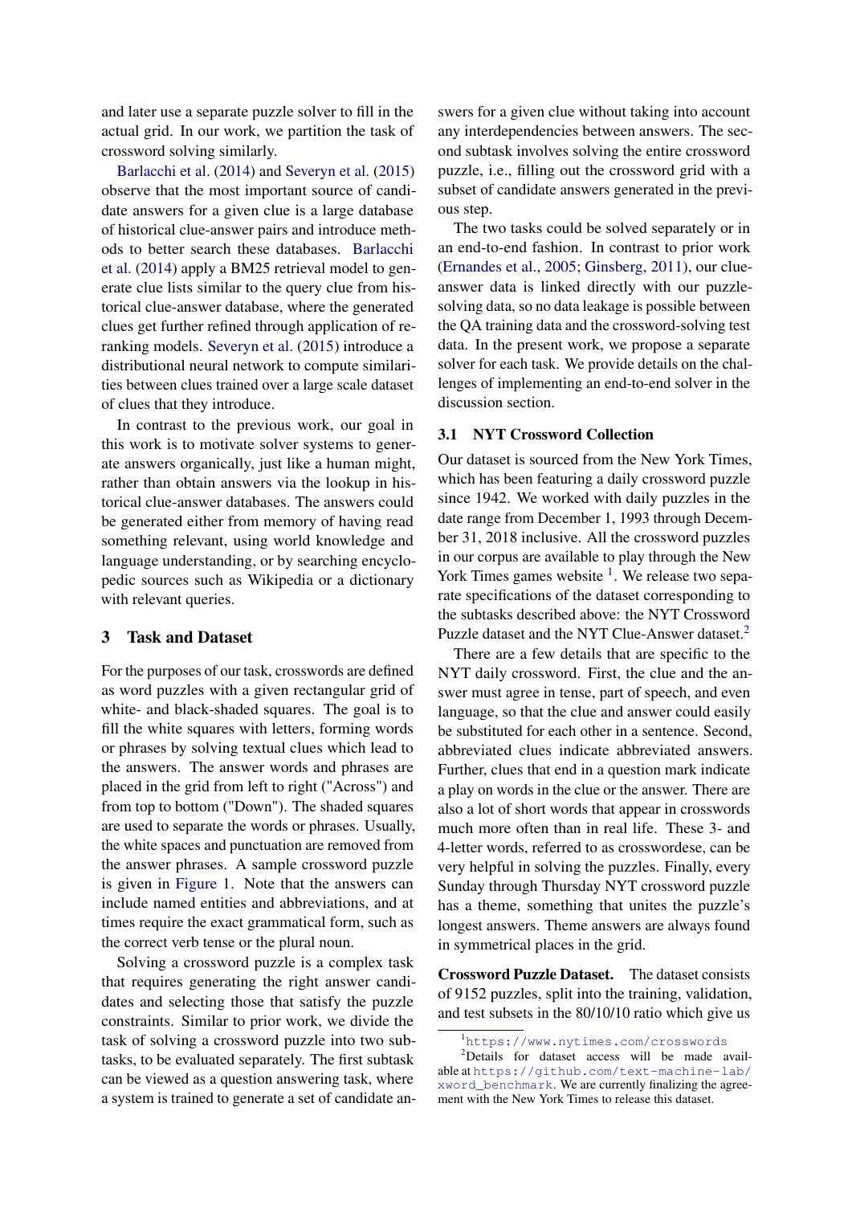and later use a separate puzzle solver to fill in the actual grid. In our work, we partition the task of crossword solving similarly.

Barlacchi et al. (2014) and Severyn et al. (2015) observe that the most important source of candidate answers for a given clue is a large database of historical clue-answer pairs and introduce methods to better search these databases. Barlacchi et al. (2014) apply a BM25 retrieval model to generate clue lists similar to the query clue from historical clue-answer database, where the generated clues get further refined through application of re-ranking models. Severyn et al. (2015) introduce a distributional neural network to compute similarities between clues trained over a large scale dataset of clues that they introduce.

In contrast to the previous work, our goal in this work is to motivate solver systems to generate answers organically, just like a human might, rather than obtain answers via the lookup in historical clue-answer databases. The answers could be generated either from memory of having read something relevant, using world knowledge and language understanding, or by searching encyclopedic sources such as Wikipedia or a dictionary with relevant queries.

## 3 Task and Dataset

For the purposes of our task, crosswords are defined as word puzzles with a given rectangular grid of white- and black-shaded squares. The goal is to fill the white squares with letters, forming words or phrases by solving textual clues which lead to the answers. The answer words and phrases are placed in the grid from left to right ("Across") and from top to bottom ("Down"). The shaded squares are used to separate the words or phrases. Usually, the white spaces and punctuation are removed from the answer phrases. A sample crossword puzzle is given in Figure 1. Note that the answers can include named entities and abbreviations, and at times require the exact grammatical form, such as the correct verb tense or the plural noun.

Solving a crossword puzzle is a complex task that requires generating the right answer candidates and selecting those that satisfy the puzzle constraints. Similar to prior work, we divide the task of solving a crossword puzzle into two subtasks, to be evaluated separately. The first subtask can be viewed as a question answering task, where a system is trained to generate a set of candidate answers for a given clue without taking into account any interdependencies between answers. The second subtask involves solving the entire crossword puzzle, i.e., filling out the crossword grid with a subset of candidate answers generated in the previous step.

The two tasks could be solved separately or in an end-to-end fashion. In contrast to prior work (Ernandes et al., 2005; Ginsberg, 2011), our clue-answer data is linked directly with our puzzle-solving data, so no data leakage is possible between the QA training data and the crossword-solving test data. In the present work, we propose a separate solver for each task. We provide details on the challenges of implementing an end-to-end solver in the discussion section.

### 3.1 NYT Crossword Collection

Our dataset is sourced from the New York Times, which has been featuring a daily crossword puzzle since 1942. We worked with daily puzzles in the date range from December 1, 1993 through December 31, 2018 inclusive. All the crossword puzzles in our corpus are available to play through the New York Times games website [1]. We release two separate specifications of the dataset corresponding to the subtasks described above: the NYT Crossword Puzzle dataset and the NYT Clue-Answer dataset.[2]

There are a few details that are specific to the NYT daily crossword. First, the clue and the answer must agree in tense, part of speech, and even language, so that the clue and answer could easily be substituted for each other in a sentence. Second, abbreviated clues indicate abbreviated answers. Further, clues that end in a question mark indicate a play on words in the clue or the answer. There are also a lot of short words that appear in crosswords much more often than in real life. These 3- and 4-letter words, referred to as crosswordese, can be very helpful in solving the puzzles. Finally, every Sunday through Thursday NYT crossword puzzle has a theme, something that unites the puzzle's longest answers. Theme answers are always found in symmetrical places in the grid.

**Crossword Puzzle Dataset.** The dataset consists of 9152 puzzles, split into the training, validation, and test subsets in the 80/10/10 ratio which give us

[1] https://www.nytimes.com/crosswords

[2] Details for dataset access will be made available at https://github.com/text-machine-lab/xword_benchmark. We are currently finalizing the agreement with the New York Times to release this dataset.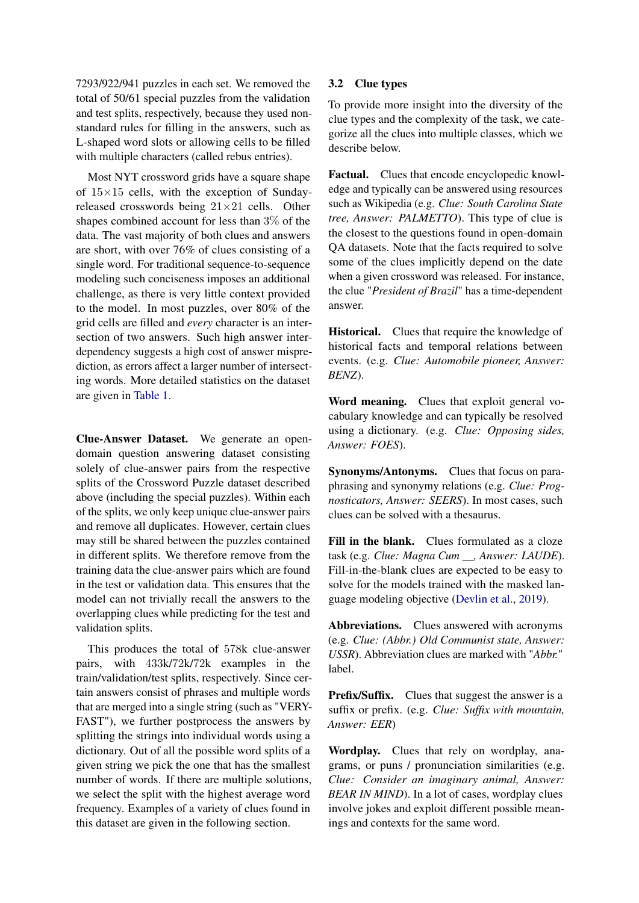7293/922/941 puzzles in each set. We removed the total of 50/61 special puzzles from the validation and test splits, respectively, because they used non-standard rules for filling in the answers, such as L-shaped word slots or allowing cells to be filled with multiple characters (called rebus entries).

Most NYT crossword grids have a square shape of $15 \times 15$ cells, with the exception of Sunday-released crosswords being $21 \times 21$ cells. Other shapes combined account for less than $3\%$ of the data. The vast majority of both clues and answers are short, with over $76\%$ of clues consisting of a single word. For traditional sequence-to-sequence modeling such conciseness imposes an additional challenge, as there is very little context provided to the model. In most puzzles, over 80% of the grid cells are filled and *every* character is an intersection of two answers. Such high answer interdependency suggests a high cost of answer misprediction, as errors affect a larger number of intersecting words. More detailed statistics on the dataset are given in Table 1.

**Clue-Answer Dataset.** We generate an open-domain question answering dataset consisting solely of clue-answer pairs from the respective splits of the Crossword Puzzle dataset described above (including the special puzzles). Within each of the splits, we only keep unique clue-answer pairs and remove all duplicates. However, certain clues may still be shared between the puzzles contained in different splits. We therefore remove from the training data the clue-answer pairs which are found in the test or validation data. This ensures that the model can not trivially recall the answers to the overlapping clues while predicting for the test and validation splits.

This produces the total of $578$k clue-answer pairs, with $433$k/$72$k/$72$k examples in the train/validation/test splits, respectively. Since certain answers consist of phrases and multiple words that are merged into a single string (such as "VERYFAST"), we further postprocess the answers by splitting the strings into individual words using a dictionary. Out of all the possible word splits of a given string we pick the one that has the smallest number of words. If there are multiple solutions, we select the split with the highest average word frequency. Examples of a variety of clues found in this dataset are given in the following section.

### 3.2 Clue types

To provide more insight into the diversity of the clue types and the complexity of the task, we categorize all the clues into multiple classes, which we describe below.

**Factual.** Clues that encode encyclopedic knowledge and typically can be answered using resources such as Wikipedia (e.g. *Clue: South Carolina State tree, Answer: PALMETTO*). This type of clue is the closest to the questions found in open-domain QA datasets. Note that the facts required to solve some of the clues implicitly depend on the date when a given crossword was released. For instance, the clue "*President of Brazil*" has a time-dependent answer.

**Historical.** Clues that require the knowledge of historical facts and temporal relations between events. (e.g. *Clue: Automobile pioneer, Answer: BENZ*).

**Word meaning.** Clues that exploit general vocabulary knowledge and can typically be resolved using a dictionary. (e.g. *Clue: Opposing sides, Answer: FOES*).

**Synonyms/Antonyms.** Clues that focus on paraphrasing and synonymy relations (e.g. *Clue: Prognosticators, Answer: SEERS*). In most cases, such clues can be solved with a thesaurus.

**Fill in the blank.** Clues formulated as a cloze task (e.g. *Clue: Magna Cum __, Answer: LAUDE*). Fill-in-the-blank clues are expected to be easy to solve for the models trained with the masked language modeling objective (Devlin et al., 2019).

**Abbreviations.** Clues answered with acronyms (e.g. *Clue: (Abbr.) Old Communist state, Answer: USSR*). Abbreviation clues are marked with "*Abbr.*" label.

**Prefix/Suffix.** Clues that suggest the answer is a suffix or prefix. (e.g. *Clue: Suffix with mountain, Answer: EER*)

**Wordplay.** Clues that rely on wordplay, anagrams, or puns / pronunciation similarities (e.g. *Clue: Consider an imaginary animal, Answer: BEAR IN MIND*). In a lot of cases, wordplay clues involve jokes and exploit different possible meanings and contexts for the same word.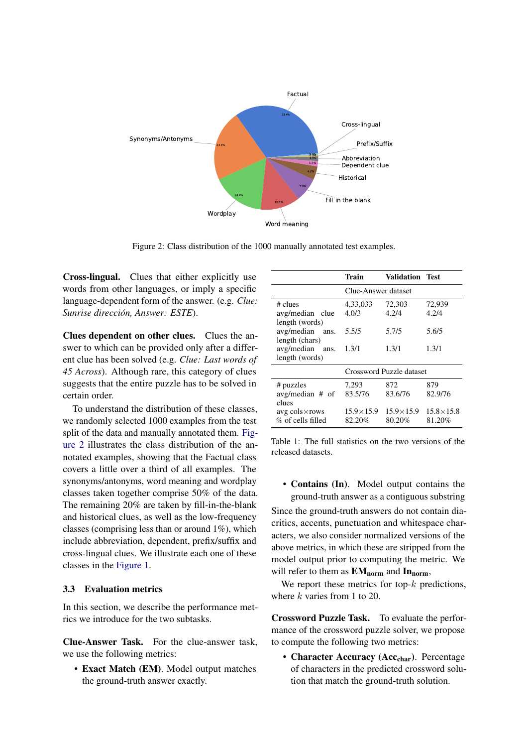Figure 2: Class distribution of the 1000 manually annotated test examples.

**Cross-lingual.** Clues that either explicitly use words from other languages, or imply a specific language-dependent form of the answer. (e.g. *Clue: Sunrise dirección, Answer: ESTE*).

**Clues dependent on other clues.** Clues the answer to which can be provided only after a different clue has been solved (e.g. *Clue: Last words of 45 Across*). Although rare, this category of clues suggests that the entire puzzle has to be solved in certain order.

To understand the distribution of these classes, we randomly selected 1000 examples from the test split of the data and manually annotated them. Figure 2 illustrates the class distribution of the annotated examples, showing that the Factual class covers a little over a third of all examples. The synonyms/antonyms, word meaning and wordplay classes taken together comprise 50% of the data. The remaining 20% are taken by fill-in-the-blank and historical clues, as well as the low-frequency classes (comprising less than or around 1%), which include abbreviation, dependent, prefix/suffix and cross-lingual clues. We illustrate each one of these classes in the Figure 1.

### 3.3 Evaluation metrics

In this section, we describe the performance metrics we introduce for the two subtasks.

**Clue-Answer Task.** For the clue-answer task, we use the following metrics:

- **Exact Match (EM).** Model output matches the ground-truth answer exactly.

| | Train | Validation | Test |
|---|---|---|---|
| | Clue-Answer dataset | | |
| # clues | 4,33,033 | 72,303 | 72,939 |
| avg/median clue length (words) | 4.0/3 | 4.2/4 | 4.2/4 |
| avg/median ans. length (chars) | 5.5/5 | 5.7/5 | 5.6/5 |
| avg/median ans. length (words) | 1.3/1 | 1.3/1 | 1.3/1 |
| | Crossword Puzzle dataset | | |
| # puzzles | 7,293 | 872 | 879 |
| avg/median # of clues | 83.5/76 | 83.6/76 | 82.9/76 |
| avg cols×rows | 15.9×15.9 | 15.9×15.9 | 15.8×15.8 |
| % of cells filled | 82.20% | 80.20% | 81.20% |

Table 1: The full statistics on the two versions of the released datasets.

- **Contains (In).** Model output contains the ground-truth answer as a contiguous substring

Since the ground-truth answers do not contain diacritics, accents, punctuation and whitespace characters, we also consider normalized versions of the above metrics, in which these are stripped from the model output prior to computing the metric. We will refer to them as $\mathbf{EM_{norm}}$ and $\mathbf{In_{norm}}$,

We report these metrics for top-$k$ predictions, where $k$ varies from 1 to 20.

**Crossword Puzzle Task.** To evaluate the performance of the crossword puzzle solver, we propose to compute the following two metrics:

- **Character Accuracy ($\mathbf{Acc_{char}}$).** Percentage of characters in the predicted crossword solution that match the ground-truth solution.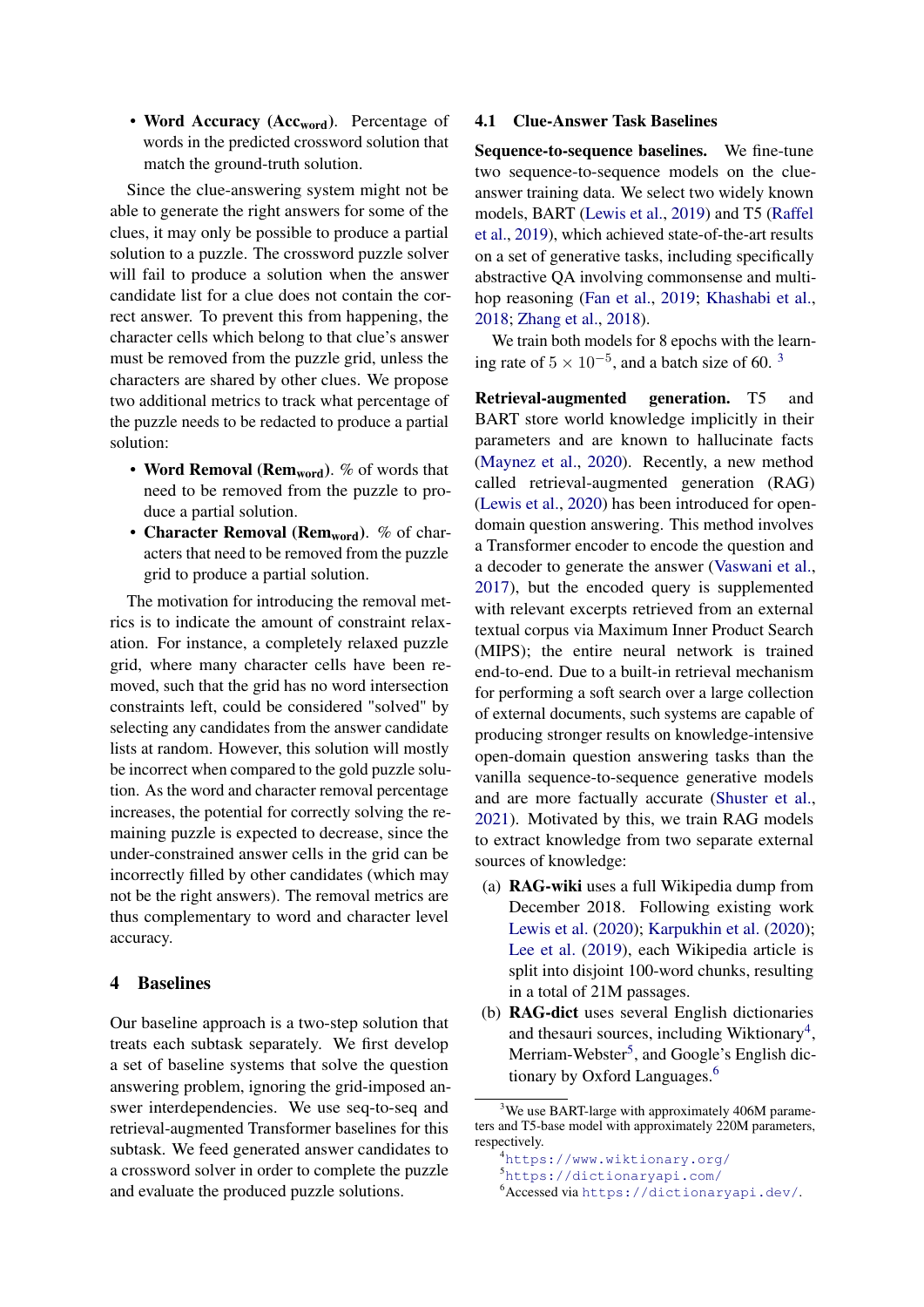- **Word Accuracy ($\text{Acc}_{\text{word}}$).** Percentage of words in the predicted crossword solution that match the ground-truth solution.

Since the clue-answering system might not be able to generate the right answers for some of the clues, it may only be possible to produce a partial solution to a puzzle. The crossword puzzle solver will fail to produce a solution when the answer candidate list for a clue does not contain the correct answer. To prevent this from happening, the character cells which belong to that clue's answer must be removed from the puzzle grid, unless the characters are shared by other clues. We propose two additional metrics to track what percentage of the puzzle needs to be redacted to produce a partial solution:

- **Word Removal ($\text{Rem}_{\text{word}}$).** % of words that need to be removed from the puzzle to produce a partial solution.
- **Character Removal ($\text{Rem}_{\text{word}}$).** % of characters that need to be removed from the puzzle grid to produce a partial solution.

The motivation for introducing the removal metrics is to indicate the amount of constraint relaxation. For instance, a completely relaxed puzzle grid, where many character cells have been removed, such that the grid has no word intersection constraints left, could be considered "solved" by selecting any candidates from the answer candidate lists at random. However, this solution will mostly be incorrect when compared to the gold puzzle solution. As the word and character removal percentage increases, the potential for correctly solving the remaining puzzle is expected to decrease, since the under-constrained answer cells in the grid can be incorrectly filled by other candidates (which may not be the right answers). The removal metrics are thus complementary to word and character level accuracy.

# 4 Baselines

Our baseline approach is a two-step solution that treats each subtask separately. We first develop a set of baseline systems that solve the question answering problem, ignoring the grid-imposed answer interdependencies. We use seq-to-seq and retrieval-augmented Transformer baselines for this subtask. We feed generated answer candidates to a crossword solver in order to complete the puzzle and evaluate the produced puzzle solutions.

## 4.1 Clue-Answer Task Baselines

**Sequence-to-sequence baselines.** We fine-tune two sequence-to-sequence models on the clue-answer training data. We select two widely known models, BART (Lewis et al., 2019) and T5 (Raffel et al., 2019), which achieved state-of-the-art results on a set of generative tasks, including specifically abstractive QA involving commonsense and multi-hop reasoning (Fan et al., 2019; Khashabi et al., 2018; Zhang et al., 2018).

We train both models for 8 epochs with the learning rate of $5 \times 10^{-5}$, and a batch size of 60. [3]

**Retrieval-augmented generation.** T5 and BART store world knowledge implicitly in their parameters and are known to hallucinate facts (Maynez et al., 2020). Recently, a new method called retrieval-augmented generation (RAG) (Lewis et al., 2020) has been introduced for open-domain question answering. This method involves a Transformer encoder to encode the question and a decoder to generate the answer (Vaswani et al., 2017), but the encoded query is supplemented with relevant excerpts retrieved from an external textual corpus via Maximum Inner Product Search (MIPS); the entire neural network is trained end-to-end. Due to a built-in retrieval mechanism for performing a soft search over a large collection of external documents, such systems are capable of producing stronger results on knowledge-intensive open-domain question answering tasks than the vanilla sequence-to-sequence generative models and are more factually accurate (Shuster et al., 2021). Motivated by this, we train RAG models to extract knowledge from two separate external sources of knowledge:

(a) **RAG-wiki** uses a full Wikipedia dump from December 2018. Following existing work Lewis et al. (2020); Karpukhin et al. (2020); Lee et al. (2019), each Wikipedia article is split into disjoint 100-word chunks, resulting in a total of 21M passages.

(b) **RAG-dict** uses several English dictionaries and thesauri sources, including Wiktionary[4], Merriam-Webster[5], and Google's English dictionary by Oxford Languages.[6]

[3] We use BART-large with approximately 406M parameters and T5-base model with approximately 220M parameters, respectively.

[4] https://www.wiktionary.org/

[5] https://dictionaryapi.com/

[6] Accessed via https://dictionaryapi.dev/.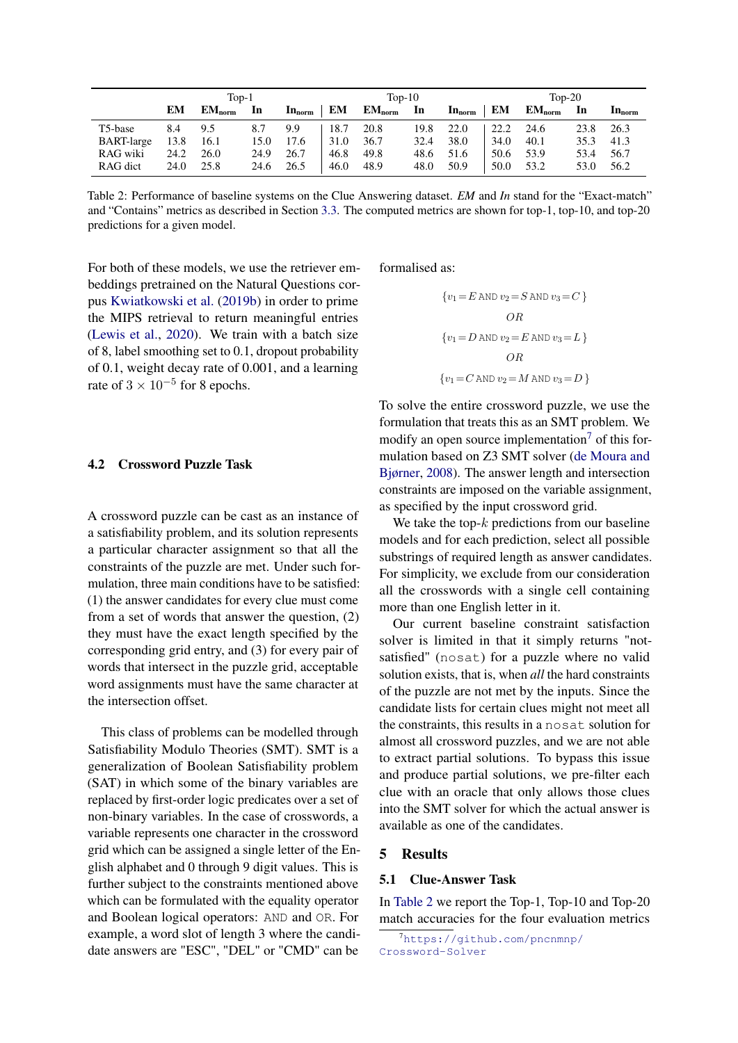| | Top-1 | | | | Top-10 | | | | Top-20 | | | |
|---|---|---|---|---|---|---|---|---|---|---|---|---|
| | **EM** | **EM$_{norm}$** | **In** | **In$_{norm}$** | **EM** | **EM$_{norm}$** | **In** | **In$_{norm}$** | **EM** | **EM$_{norm}$** | **In** | **In$_{norm}$** |
| T5-base | 8.4 | 9.5 | 8.7 | 9.9 | 18.7 | 20.8 | 19.8 | 22.0 | 22.2 | 24.6 | 23.8 | 26.3 |
| BART-large | 13.8 | 16.1 | 15.0 | 17.6 | 31.0 | 36.7 | 32.4 | 38.0 | 34.0 | 40.1 | 35.3 | 41.3 |
| RAG wiki | 24.2 | 26.0 | 24.9 | 26.7 | 46.8 | 49.8 | 48.6 | 51.6 | 50.6 | 53.9 | 53.4 | 56.7 |
| RAG dict | 24.0 | 25.8 | 24.6 | 26.5 | 46.0 | 48.9 | 48.0 | 50.9 | 50.0 | 53.2 | 53.0 | 56.2 |

Table 2: Performance of baseline systems on the Clue Answering dataset. *EM* and *In* stand for the "Exact-match" and "Contains" metrics as described in Section 3.3. The computed metrics are shown for top-1, top-10, and top-20 predictions for a given model.

For both of these models, we use the retriever embeddings pretrained on the Natural Questions corpus Kwiatkowski et al. (2019b) in order to prime the MIPS retrieval to return meaningful entries (Lewis et al., 2020). We train with a batch size of 8, label smoothing set to 0.1, dropout probability of 0.1, weight decay rate of 0.001, and a learning rate of $3 \times 10^{-5}$ for 8 epochs.

### 4.2 Crossword Puzzle Task

A crossword puzzle can be cast as an instance of a satisfiability problem, and its solution represents a particular character assignment so that all the constraints of the puzzle are met. Under such formulation, three main conditions have to be satisfied: (1) the answer candidates for every clue must come from a set of words that answer the question, (2) they must have the exact length specified by the corresponding grid entry, and (3) for every pair of words that intersect in the puzzle grid, acceptable word assignments must have the same character at the intersection offset.

This class of problems can be modelled through Satisfiability Modulo Theories (SMT). SMT is a generalization of Boolean Satisfiability problem (SAT) in which some of the binary variables are replaced by first-order logic predicates over a set of non-binary variables. In the case of crosswords, a variable represents one character in the crossword grid which can be assigned a single letter of the English alphabet and 0 through 9 digit values. This is further subject to the constraints mentioned above which can be formulated with the equality operator and Boolean logical operators: AND and OR. For example, a word slot of length 3 where the candidate answers are "ESC", "DEL" or "CMD" can be formalised as:

$$\{v_1 = E \text{ AND } v_2 = S \text{ AND } v_3 = C\}$$
$$OR$$
$$\{v_1 = D \text{ AND } v_2 = E \text{ AND } v_3 = L\}$$
$$OR$$
$$\{v_1 = C \text{ AND } v_2 = M \text{ AND } v_3 = D\}$$

To solve the entire crossword puzzle, we use the formulation that treats this as an SMT problem. We modify an open source implementation[7] of this formulation based on Z3 SMT solver (de Moura and Bjørner, 2008). The answer length and intersection constraints are imposed on the variable assignment, as specified by the input crossword grid.

We take the top-$k$ predictions from our baseline models and for each prediction, select all possible substrings of required length as answer candidates. For simplicity, we exclude from our consideration all the crosswords with a single cell containing more than one English letter in it.

Our current baseline constraint satisfaction solver is limited in that it simply returns "not-satisfied" (nosat) for a puzzle where no valid solution exists, that is, when *all* the hard constraints of the puzzle are not met by the inputs. Since the candidate lists for certain clues might not meet all the constraints, this results in a nosat solution for almost all crossword puzzles, and we are not able to extract partial solutions. To bypass this issue and produce partial solutions, we pre-filter each clue with an oracle that only allows those clues into the SMT solver for which the actual answer is available as one of the candidates.

## 5 Results

### 5.1 Clue-Answer Task

In Table 2 we report the Top-1, Top-10 and Top-20 match accuracies for the four evaluation metrics

[7] https://github.com/pncnmnp/Crossword-Solver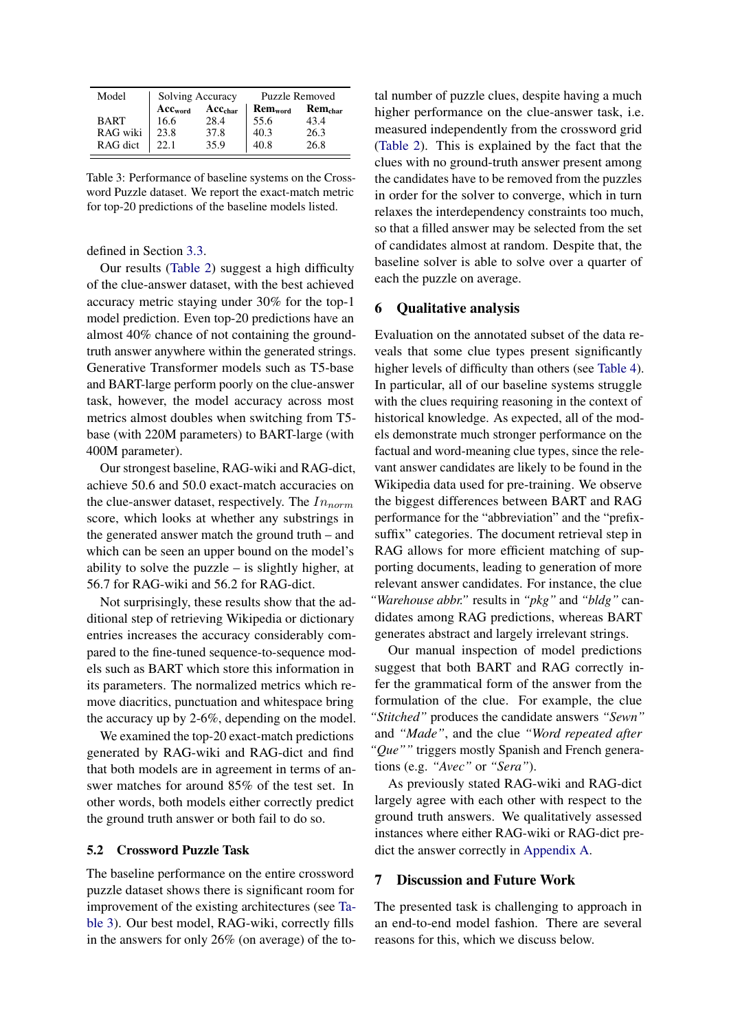| Model | Solving Accuracy | | Puzzle Removed | |
|---|---|---|---|---|
| | $\text{Acc}_{\text{word}}$ | $\text{Acc}_{\text{char}}$ | $\text{Rem}_{\text{word}}$ | $\text{Rem}_{\text{char}}$ |
| BART | 16.6 | 28.4 | 55.6 | 43.4 |
| RAG wiki | 23.8 | 37.8 | 40.3 | 26.3 |
| RAG dict | 22.1 | 35.9 | 40.8 | 26.8 |

Table 3: Performance of baseline systems on the Crossword Puzzle dataset. We report the exact-match metric for top-20 predictions of the baseline models listed.

defined in Section 3.3.

Our results (Table 2) suggest a high difficulty of the clue-answer dataset, with the best achieved accuracy metric staying under 30% for the top-1 model prediction. Even top-20 predictions have an almost 40% chance of not containing the ground-truth answer anywhere within the generated strings. Generative Transformer models such as T5-base and BART-large perform poorly on the clue-answer task, however, the model accuracy across most metrics almost doubles when switching from T5-base (with 220M parameters) to BART-large (with 400M parameter).

Our strongest baseline, RAG-wiki and RAG-dict, achieve 50.6 and 50.0 exact-match accuracies on the clue-answer dataset, respectively. The $In_{norm}$ score, which looks at whether any substrings in the generated answer match the ground truth – and which can be seen an upper bound on the model's ability to solve the puzzle – is slightly higher, at 56.7 for RAG-wiki and 56.2 for RAG-dict.

Not surprisingly, these results show that the additional step of retrieving Wikipedia or dictionary entries increases the accuracy considerably compared to the fine-tuned sequence-to-sequence models such as BART which store this information in its parameters. The normalized metrics which remove diacritics, punctuation and whitespace bring the accuracy up by 2-6%, depending on the model.

We examined the top-20 exact-match predictions generated by RAG-wiki and RAG-dict and find that both models are in agreement in terms of answer matches for around 85% of the test set. In other words, both models either correctly predict the ground truth answer or both fail to do so.

### 5.2 Crossword Puzzle Task

The baseline performance on the entire crossword puzzle dataset shows there is significant room for improvement of the existing architectures (see Table 3). Our best model, RAG-wiki, correctly fills in the answers for only 26% (on average) of the total number of puzzle clues, despite having a much higher performance on the clue-answer task, i.e. measured independently from the crossword grid (Table 2). This is explained by the fact that the clues with no ground-truth answer present among the candidates have to be removed from the puzzles in order for the solver to converge, which in turn relaxes the interdependency constraints too much, so that a filled answer may be selected from the set of candidates almost at random. Despite that, the baseline solver is able to solve over a quarter of each the puzzle on average.

## 6 Qualitative analysis

Evaluation on the annotated subset of the data reveals that some clue types present significantly higher levels of difficulty than others (see Table 4). In particular, all of our baseline systems struggle with the clues requiring reasoning in the context of historical knowledge. As expected, all of the models demonstrate much stronger performance on the factual and word-meaning clue types, since the relevant answer candidates are likely to be found in the Wikipedia data used for pre-training. We observe the biggest differences between BART and RAG performance for the "abbreviation" and the "prefix-suffix" categories. The document retrieval step in RAG allows for more efficient matching of supporting documents, leading to generation of more relevant answer candidates. For instance, the clue *"Warehouse abbr."* results in *"pkg"* and *"bldg"* candidates among RAG predictions, whereas BART generates abstract and largely irrelevant strings.

Our manual inspection of model predictions suggest that both BART and RAG correctly infer the grammatical form of the answer from the formulation of the clue. For example, the clue *"Stitched"* produces the candidate answers *"Sewn"* and *"Made"*, and the clue *"Word repeated after "Que""* triggers mostly Spanish and French generations (e.g. *"Avec"* or *"Sera"*).

As previously stated RAG-wiki and RAG-dict largely agree with each other with respect to the ground truth answers. We qualitatively assessed instances where either RAG-wiki or RAG-dict predict the answer correctly in Appendix A.

## 7 Discussion and Future Work

The presented task is challenging to approach in an end-to-end model fashion. There are several reasons for this, which we discuss below.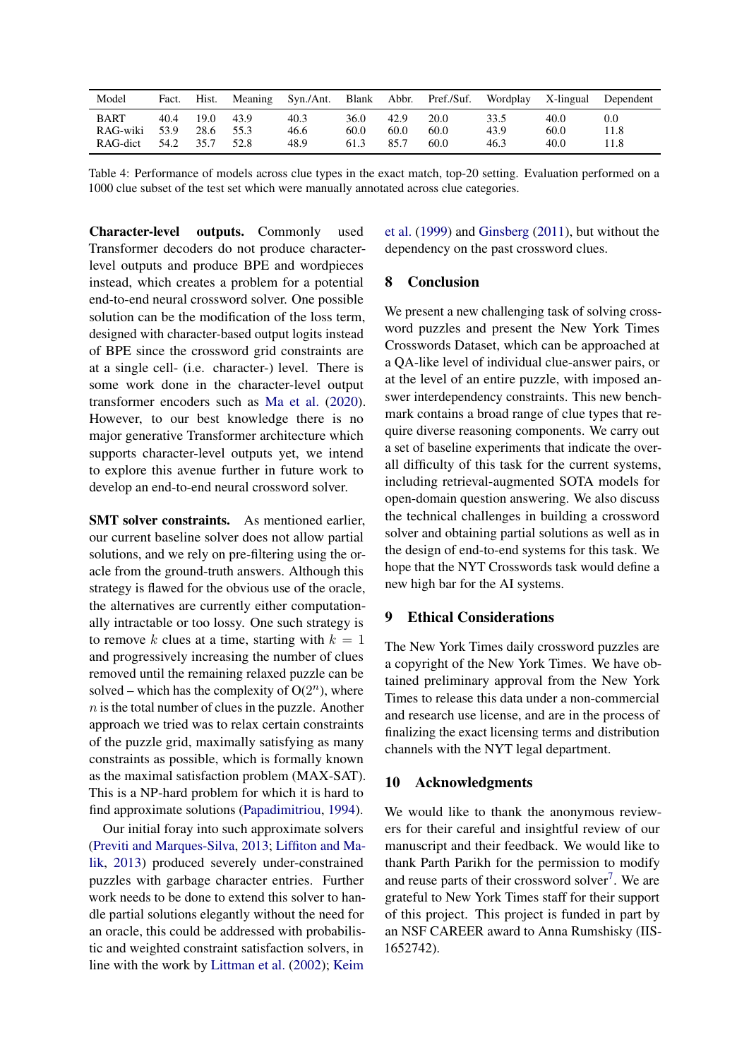| Model | Fact. | Hist. | Meaning | Syn./Ant. | Blank | Abbr. | Pref./Suf. | Wordplay | X-lingual | Dependent |
|---|---|---|---|---|---|---|---|---|---|---|
| BART | 40.4 | 19.0 | 43.9 | 40.3 | 36.0 | 42.9 | 20.0 | 33.5 | 40.0 | 0.0 |
| RAG-wiki | 53.9 | 28.6 | 55.3 | 46.6 | 60.0 | 60.0 | 60.0 | 43.9 | 60.0 | 11.8 |
| RAG-dict | 54.2 | 35.7 | 52.8 | 48.9 | 61.3 | 85.7 | 60.0 | 46.3 | 40.0 | 11.8 |

Table 4: Performance of models across clue types in the exact match, top-20 setting. Evaluation performed on a 1000 clue subset of the test set which were manually annotated across clue categories.

**Character-level outputs.** Commonly used Transformer decoders do not produce character-level outputs and produce BPE and wordpieces instead, which creates a problem for a potential end-to-end neural crossword solver. One possible solution can be the modification of the loss term, designed with character-based output logits instead of BPE since the crossword grid constraints are at a single cell- (i.e. character-) level. There is some work done in the character-level output transformer encoders such as Ma et al. (2020). However, to our best knowledge there is no major generative Transformer architecture which supports character-level outputs yet, we intend to explore this avenue further in future work to develop an end-to-end neural crossword solver.

**SMT solver constraints.** As mentioned earlier, our current baseline solver does not allow partial solutions, and we rely on pre-filtering using the oracle from the ground-truth answers. Although this strategy is flawed for the obvious use of the oracle, the alternatives are currently either computationally intractable or too lossy. One such strategy is to remove $k$ clues at a time, starting with $k = 1$ and progressively increasing the number of clues removed until the remaining relaxed puzzle can be solved – which has the complexity of $O(2^n)$, where $n$ is the total number of clues in the puzzle. Another approach we tried was to relax certain constraints of the puzzle grid, maximally satisfying as many constraints as possible, which is formally known as the maximal satisfaction problem (MAX-SAT). This is a NP-hard problem for which it is hard to find approximate solutions (Papadimitriou, 1994).

Our initial foray into such approximate solvers (Previti and Marques-Silva, 2013; Liffiton and Malik, 2013) produced severely under-constrained puzzles with garbage character entries. Further work needs to be done to extend this solver to handle partial solutions elegantly without the need for an oracle, this could be addressed with probabilistic and weighted constraint satisfaction solvers, in line with the work by Littman et al. (2002); Keim et al. (1999) and Ginsberg (2011), but without the dependency on the past crossword clues.

## 8 Conclusion

We present a new challenging task of solving crossword puzzles and present the New York Times Crosswords Dataset, which can be approached at a QA-like level of individual clue-answer pairs, or at the level of an entire puzzle, with imposed answer interdependency constraints. This new benchmark contains a broad range of clue types that require diverse reasoning components. We carry out a set of baseline experiments that indicate the overall difficulty of this task for the current systems, including retrieval-augmented SOTA models for open-domain question answering. We also discuss the technical challenges in building a crossword solver and obtaining partial solutions as well as in the design of end-to-end systems for this task. We hope that the NYT Crosswords task would define a new high bar for the AI systems.

## 9 Ethical Considerations

The New York Times daily crossword puzzles are a copyright of the New York Times. We have obtained preliminary approval from the New York Times to release this data under a non-commercial and research use license, and are in the process of finalizing the exact licensing terms and distribution channels with the NYT legal department.

## 10 Acknowledgments

We would like to thank the anonymous reviewers for their careful and insightful review of our manuscript and their feedback. We would like to thank Parth Parikh for the permission to modify and reuse parts of their crossword solver[7]. We are grateful to New York Times staff for their support of this project. This project is funded in part by an NSF CAREER award to Anna Rumshisky (IIS-1652742).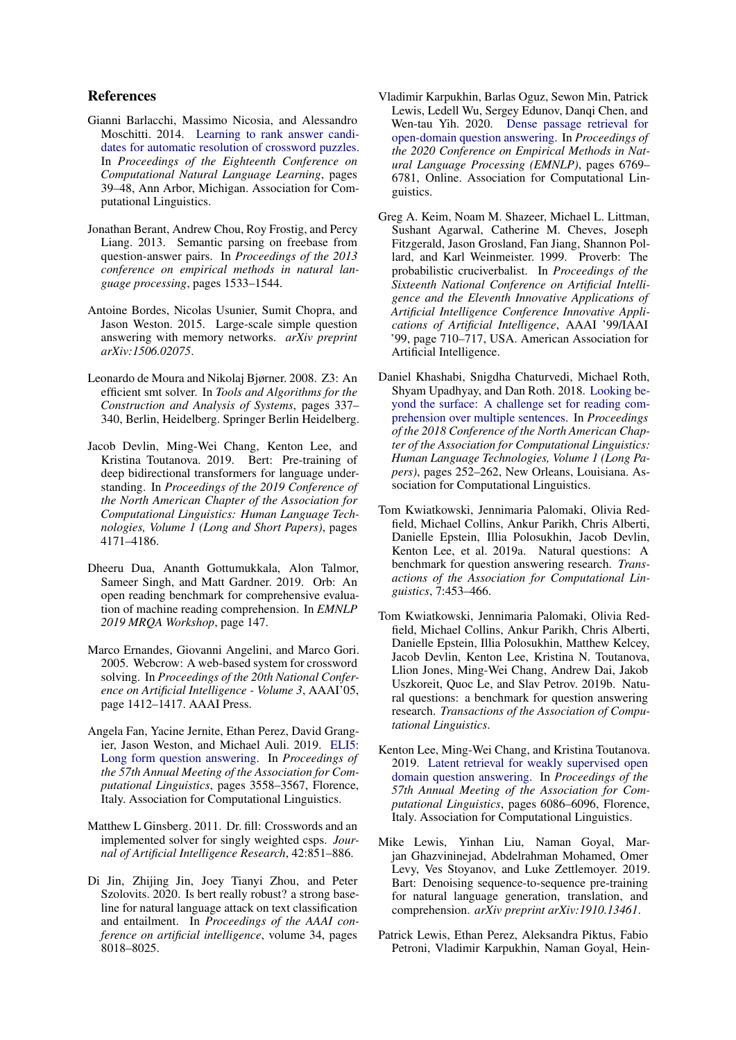## References

Gianni Barlacchi, Massimo Nicosia, and Alessandro Moschitti. 2014. Learning to rank answer candidates for automatic resolution of crossword puzzles. In *Proceedings of the Eighteenth Conference on Computational Natural Language Learning*, pages 39–48, Ann Arbor, Michigan. Association for Computational Linguistics.

Jonathan Berant, Andrew Chou, Roy Frostig, and Percy Liang. 2013. Semantic parsing on freebase from question-answer pairs. In *Proceedings of the 2013 conference on empirical methods in natural language processing*, pages 1533–1544.

Antoine Bordes, Nicolas Usunier, Sumit Chopra, and Jason Weston. 2015. Large-scale simple question answering with memory networks. *arXiv preprint arXiv:1506.02075*.

Leonardo de Moura and Nikolaj Bjørner. 2008. Z3: An efficient smt solver. In *Tools and Algorithms for the Construction and Analysis of Systems*, pages 337–340, Berlin, Heidelberg. Springer Berlin Heidelberg.

Jacob Devlin, Ming-Wei Chang, Kenton Lee, and Kristina Toutanova. 2019. Bert: Pre-training of deep bidirectional transformers for language understanding. In *Proceedings of the 2019 Conference of the North American Chapter of the Association for Computational Linguistics: Human Language Technologies, Volume 1 (Long and Short Papers)*, pages 4171–4186.

Dheeru Dua, Ananth Gottumukkala, Alon Talmor, Sameer Singh, and Matt Gardner. 2019. Orb: An open reading benchmark for comprehensive evaluation of machine reading comprehension. In *EMNLP 2019 MRQA Workshop*, page 147.

Marco Ernandes, Giovanni Angelini, and Marco Gori. 2005. Webcrow: A web-based system for crossword solving. In *Proceedings of the 20th National Conference on Artificial Intelligence - Volume 3*, AAAI'05, page 1412–1417. AAAI Press.

Angela Fan, Yacine Jernite, Ethan Perez, David Grangier, Jason Weston, and Michael Auli. 2019. ELI5: Long form question answering. In *Proceedings of the 57th Annual Meeting of the Association for Computational Linguistics*, pages 3558–3567, Florence, Italy. Association for Computational Linguistics.

Matthew L Ginsberg. 2011. Dr. fill: Crosswords and an implemented solver for singly weighted csps. *Journal of Artificial Intelligence Research*, 42:851–886.

Di Jin, Zhijing Jin, Joey Tianyi Zhou, and Peter Szolovits. 2020. Is bert really robust? a strong baseline for natural language attack on text classification and entailment. In *Proceedings of the AAAI conference on artificial intelligence*, volume 34, pages 8018–8025.

Vladimir Karpukhin, Barlas Oguz, Sewon Min, Patrick Lewis, Ledell Wu, Sergey Edunov, Danqi Chen, and Wen-tau Yih. 2020. Dense passage retrieval for open-domain question answering. In *Proceedings of the 2020 Conference on Empirical Methods in Natural Language Processing (EMNLP)*, pages 6769–6781, Online. Association for Computational Linguistics.

Greg A. Keim, Noam M. Shazeer, Michael L. Littman, Sushant Agarwal, Catherine M. Cheves, Joseph Fitzgerald, Jason Grosland, Fan Jiang, Shannon Pollard, and Karl Weinmeister. 1999. Proverb: The probabilistic cruciverbalist. In *Proceedings of the Sixteenth National Conference on Artificial Intelligence and the Eleventh Innovative Applications of Artificial Intelligence Conference Innovative Applications of Artificial Intelligence*, AAAI '99/IAAI '99, page 710–717, USA. American Association for Artificial Intelligence.

Daniel Khashabi, Snigdha Chaturvedi, Michael Roth, Shyam Upadhyay, and Dan Roth. 2018. Looking beyond the surface: A challenge set for reading comprehension over multiple sentences. In *Proceedings of the 2018 Conference of the North American Chapter of the Association for Computational Linguistics: Human Language Technologies, Volume 1 (Long Papers)*, pages 252–262, New Orleans, Louisiana. Association for Computational Linguistics.

Tom Kwiatkowski, Jennimaria Palomaki, Olivia Redfield, Michael Collins, Ankur Parikh, Chris Alberti, Danielle Epstein, Illia Polosukhin, Jacob Devlin, Kenton Lee, et al. 2019a. Natural questions: A benchmark for question answering research. *Transactions of the Association for Computational Linguistics*, 7:453–466.

Tom Kwiatkowski, Jennimaria Palomaki, Olivia Redfield, Michael Collins, Ankur Parikh, Chris Alberti, Danielle Epstein, Illia Polosukhin, Matthew Kelcey, Jacob Devlin, Kenton Lee, Kristina N. Toutanova, Llion Jones, Ming-Wei Chang, Andrew Dai, Jakob Uszkoreit, Quoc Le, and Slav Petrov. 2019b. Natural questions: a benchmark for question answering research. *Transactions of the Association of Computational Linguistics*.

Kenton Lee, Ming-Wei Chang, and Kristina Toutanova. 2019. Latent retrieval for weakly supervised open domain question answering. In *Proceedings of the 57th Annual Meeting of the Association for Computational Linguistics*, pages 6086–6096, Florence, Italy. Association for Computational Linguistics.

Mike Lewis, Yinhan Liu, Naman Goyal, Marjan Ghazvininejad, Abdelrahman Mohamed, Omer Levy, Ves Stoyanov, and Luke Zettlemoyer. 2019. Bart: Denoising sequence-to-sequence pre-training for natural language generation, translation, and comprehension. *arXiv preprint arXiv:1910.13461*.

Patrick Lewis, Ethan Perez, Aleksandra Piktus, Fabio Petroni, Vladimir Karpukhin, Naman Goyal, Hein-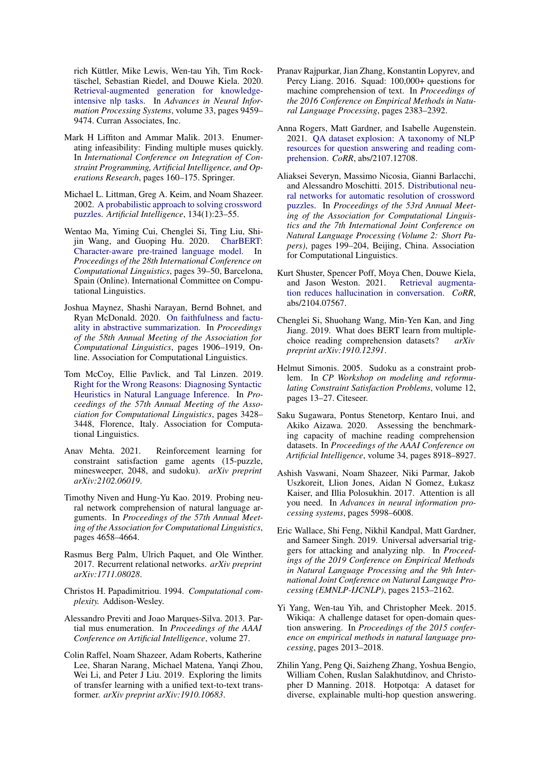rich Küttler, Mike Lewis, Wen-tau Yih, Tim Rocktäschel, Sebastian Riedel, and Douwe Kiela. 2020. Retrieval-augmented generation for knowledge-intensive nlp tasks. In *Advances in Neural Information Processing Systems*, volume 33, pages 9459–9474. Curran Associates, Inc.

Mark H Liffiton and Ammar Malik. 2013. Enumerating infeasibility: Finding multiple muses quickly. In *International Conference on Integration of Constraint Programming, Artificial Intelligence, and Operations Research*, pages 160–175. Springer.

Michael L. Littman, Greg A. Keim, and Noam Shazeer. 2002. A probabilistic approach to solving crossword puzzles. *Artificial Intelligence*, 134(1):23–55.

Wentao Ma, Yiming Cui, Chenglei Si, Ting Liu, Shijin Wang, and Guoping Hu. 2020. CharBERT: Character-aware pre-trained language model. In *Proceedings of the 28th International Conference on Computational Linguistics*, pages 39–50, Barcelona, Spain (Online). International Committee on Computational Linguistics.

Joshua Maynez, Shashi Narayan, Bernd Bohnet, and Ryan McDonald. 2020. On faithfulness and factuality in abstractive summarization. In *Proceedings of the 58th Annual Meeting of the Association for Computational Linguistics*, pages 1906–1919, Online. Association for Computational Linguistics.

Tom McCoy, Ellie Pavlick, and Tal Linzen. 2019. Right for the Wrong Reasons: Diagnosing Syntactic Heuristics in Natural Language Inference. In *Proceedings of the 57th Annual Meeting of the Association for Computational Linguistics*, pages 3428–3448, Florence, Italy. Association for Computational Linguistics.

Anav Mehta. 2021. Reinforcement learning for constraint satisfaction game agents (15-puzzle, minesweeper, 2048, and sudoku). *arXiv preprint arXiv:2102.06019*.

Timothy Niven and Hung-Yu Kao. 2019. Probing neural network comprehension of natural language arguments. In *Proceedings of the 57th Annual Meeting of the Association for Computational Linguistics*, pages 4658–4664.

Rasmus Berg Palm, Ulrich Paquet, and Ole Winther. 2017. Recurrent relational networks. *arXiv preprint arXiv:1711.08028*.

Christos H. Papadimitriou. 1994. *Computational complexity.* Addison-Wesley.

Alessandro Previti and Joao Marques-Silva. 2013. Partial mus enumeration. In *Proceedings of the AAAI Conference on Artificial Intelligence*, volume 27.

Colin Raffel, Noam Shazeer, Adam Roberts, Katherine Lee, Sharan Narang, Michael Matena, Yanqi Zhou, Wei Li, and Peter J Liu. 2019. Exploring the limits of transfer learning with a unified text-to-text transformer. *arXiv preprint arXiv:1910.10683*.

Pranav Rajpurkar, Jian Zhang, Konstantin Lopyrev, and Percy Liang. 2016. Squad: 100,000+ questions for machine comprehension of text. In *Proceedings of the 2016 Conference on Empirical Methods in Natural Language Processing*, pages 2383–2392.

Anna Rogers, Matt Gardner, and Isabelle Augenstein. 2021. QA dataset explosion: A taxonomy of NLP resources for question answering and reading comprehension. *CoRR*, abs/2107.12708.

Aliaksei Severyn, Massimo Nicosia, Gianni Barlacchi, and Alessandro Moschitti. 2015. Distributional neural networks for automatic resolution of crossword puzzles. In *Proceedings of the 53rd Annual Meeting of the Association for Computational Linguistics and the 7th International Joint Conference on Natural Language Processing (Volume 2: Short Papers)*, pages 199–204, Beijing, China. Association for Computational Linguistics.

Kurt Shuster, Spencer Poff, Moya Chen, Douwe Kiela, and Jason Weston. 2021. Retrieval augmentation reduces hallucination in conversation. *CoRR*, abs/2104.07567.

Chenglei Si, Shuohang Wang, Min-Yen Kan, and Jing Jiang. 2019. What does BERT learn from multiple-choice reading comprehension datasets? *arXiv preprint arXiv:1910.12391*.

Helmut Simonis. 2005. Sudoku as a constraint problem. In *CP Workshop on modeling and reformulating Constraint Satisfaction Problems*, volume 12, pages 13–27. Citeseer.

Saku Sugawara, Pontus Stenetorp, Kentaro Inui, and Akiko Aizawa. 2020. Assessing the benchmarking capacity of machine reading comprehension datasets. In *Proceedings of the AAAI Conference on Artificial Intelligence*, volume 34, pages 8918–8927.

Ashish Vaswani, Noam Shazeer, Niki Parmar, Jakob Uszkoreit, Llion Jones, Aidan N Gomez, Łukasz Kaiser, and Illia Polosukhin. 2017. Attention is all you need. In *Advances in neural information processing systems*, pages 5998–6008.

Eric Wallace, Shi Feng, Nikhil Kandpal, Matt Gardner, and Sameer Singh. 2019. Universal adversarial triggers for attacking and analyzing nlp. In *Proceedings of the 2019 Conference on Empirical Methods in Natural Language Processing and the 9th International Joint Conference on Natural Language Processing (EMNLP-IJCNLP)*, pages 2153–2162.

Yi Yang, Wen-tau Yih, and Christopher Meek. 2015. Wikiqa: A challenge dataset for open-domain question answering. In *Proceedings of the 2015 conference on empirical methods in natural language processing*, pages 2013–2018.

Zhilin Yang, Peng Qi, Saizheng Zhang, Yoshua Bengio, William Cohen, Ruslan Salakhutdinov, and Christopher D Manning. 2018. Hotpotqa: A dataset for diverse, explainable multi-hop question answering.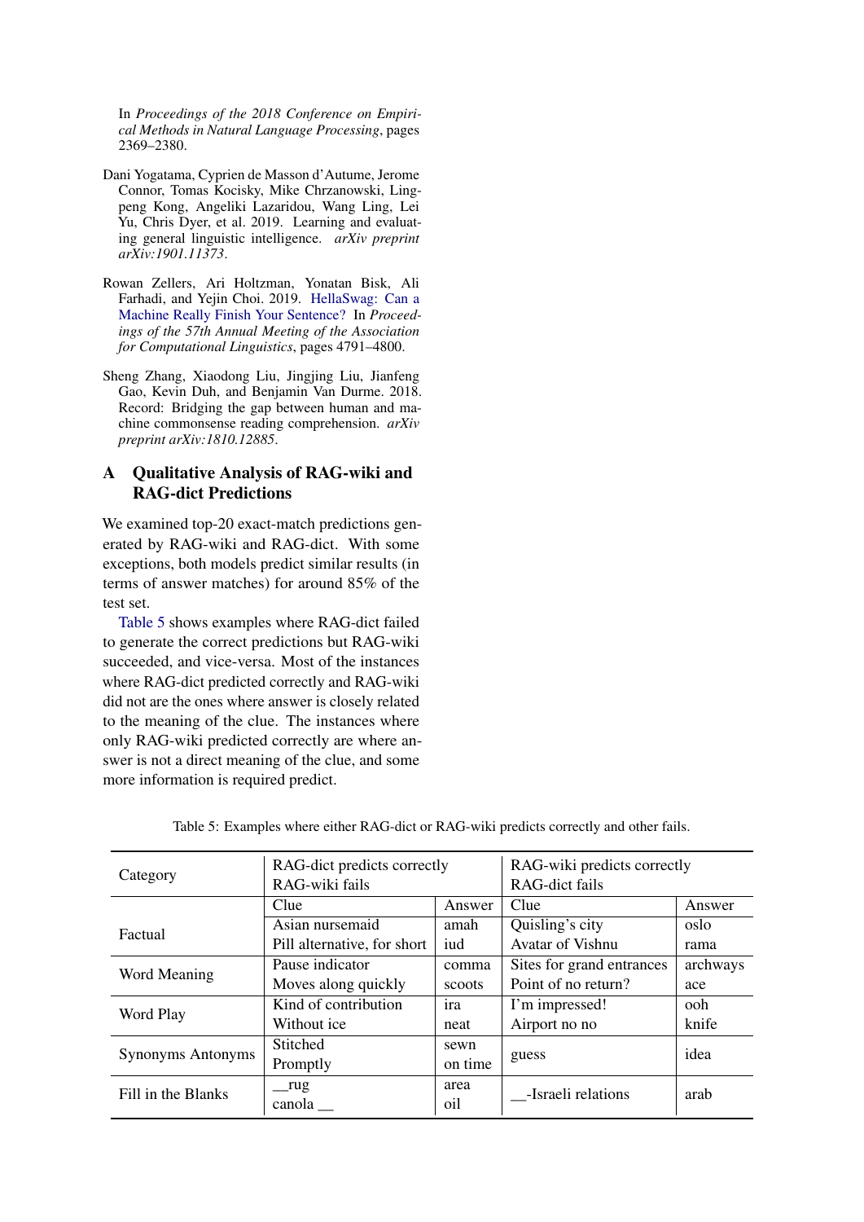In *Proceedings of the 2018 Conference on Empirical Methods in Natural Language Processing*, pages 2369–2380.

Dani Yogatama, Cyprien de Masson d'Autume, Jerome Connor, Tomas Kocisky, Mike Chrzanowski, Lingpeng Kong, Angeliki Lazaridou, Wang Ling, Lei Yu, Chris Dyer, et al. 2019. Learning and evaluating general linguistic intelligence. *arXiv preprint arXiv:1901.11373*.

Rowan Zellers, Ari Holtzman, Yonatan Bisk, Ali Farhadi, and Yejin Choi. 2019. HellaSwag: Can a Machine Really Finish Your Sentence? In *Proceedings of the 57th Annual Meeting of the Association for Computational Linguistics*, pages 4791–4800.

Sheng Zhang, Xiaodong Liu, Jingjing Liu, Jianfeng Gao, Kevin Duh, and Benjamin Van Durme. 2018. Record: Bridging the gap between human and machine commonsense reading comprehension. *arXiv preprint arXiv:1810.12885*.

## A Qualitative Analysis of RAG-wiki and RAG-dict Predictions

We examined top-20 exact-match predictions generated by RAG-wiki and RAG-dict. With some exceptions, both models predict similar results (in terms of answer matches) for around 85% of the test set.

Table 5 shows examples where RAG-dict failed to generate the correct predictions but RAG-wiki succeeded, and vice-versa. Most of the instances where RAG-dict predicted correctly and RAG-wiki did not are the ones where answer is closely related to the meaning of the clue. The instances where only RAG-wiki predicted correctly are where answer is not a direct meaning of the clue, and some more information is required predict.

Table 5: Examples where either RAG-dict or RAG-wiki predicts correctly and other fails.

| Category | RAG-dict predicts correctly RAG-wiki fails | | RAG-wiki predicts correctly RAG-dict fails | |
|---|---|---|---|---|
| | Clue | Answer | Clue | Answer |
| Factual | Asian nursemaid | amah | Quisling's city | oslo |
| | Pill alternative, for short | iud | Avatar of Vishnu | rama |
| Word Meaning | Pause indicator | comma | Sites for grand entrances | archways |
| | Moves along quickly | scoots | Point of no return? | ace |
| Word Play | Kind of contribution | ira | I'm impressed! | ooh |
| | Without ice | neat | Airport no no | knife |
| Synonyms Antonyms | Stitched | sewn | guess | idea |
| | Promptly | on time | | |
| Fill in the Blanks | __rug | area | __-Israeli relations | arab |
| | canola __ | oil | | |